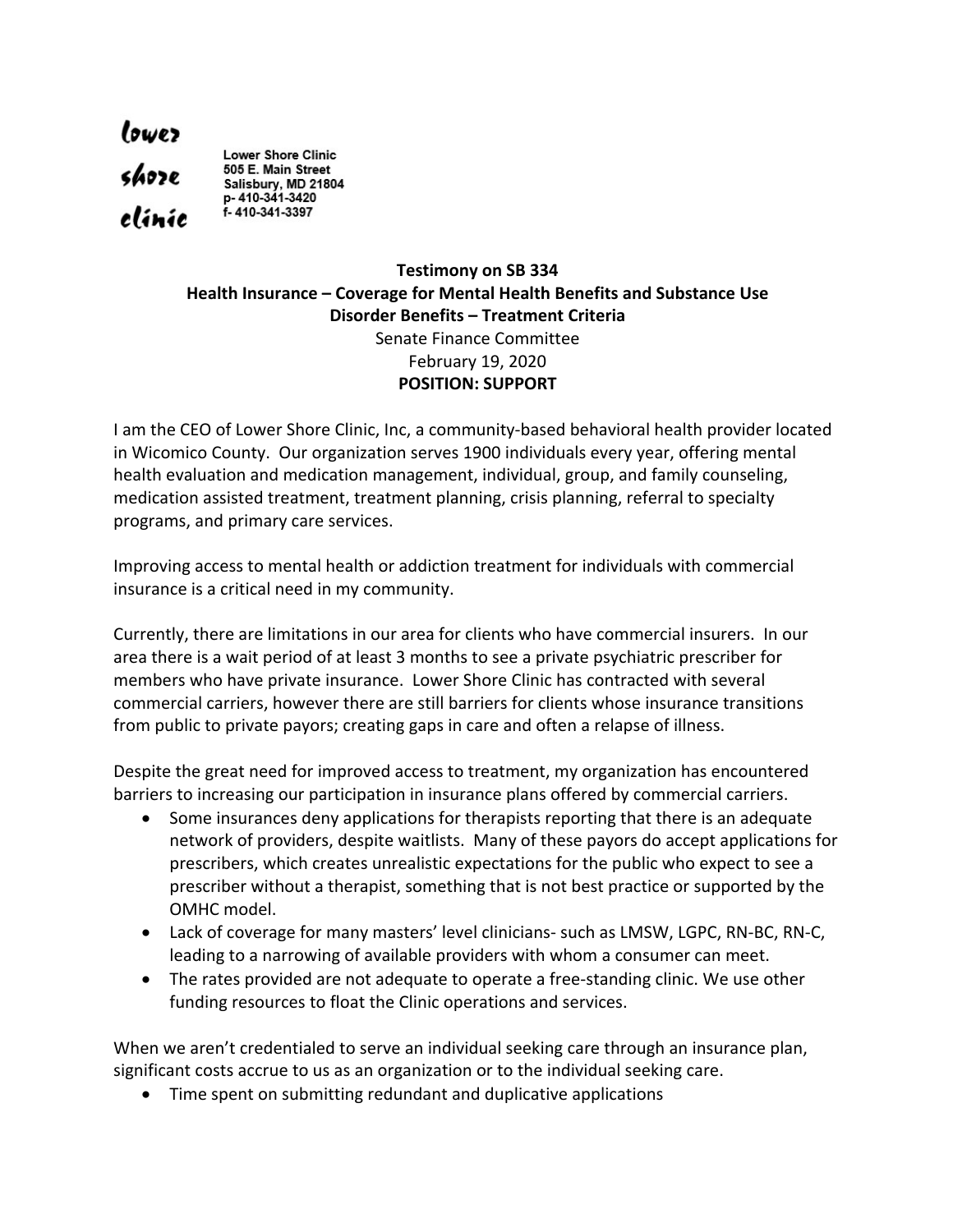lower shore clinic

Lower Shore Clinic
505 E. Main Street
Salisbury, MD 21804
p- 410-341-3420
f- 410-341-3397

**Testimony on SB 334**
**Health Insurance – Coverage for Mental Health Benefits and Substance Use Disorder Benefits – Treatment Criteria**
Senate Finance Committee
February 19, 2020
**POSITION: SUPPORT**

I am the CEO of Lower Shore Clinic, Inc, a community-based behavioral health provider located in Wicomico County. Our organization serves 1900 individuals every year, offering mental health evaluation and medication management, individual, group, and family counseling, medication assisted treatment, treatment planning, crisis planning, referral to specialty programs, and primary care services.

Improving access to mental health or addiction treatment for individuals with commercial insurance is a critical need in my community.

Currently, there are limitations in our area for clients who have commercial insurers. In our area there is a wait period of at least 3 months to see a private psychiatric prescriber for members who have private insurance. Lower Shore Clinic has contracted with several commercial carriers, however there are still barriers for clients whose insurance transitions from public to private payors; creating gaps in care and often a relapse of illness.

Despite the great need for improved access to treatment, my organization has encountered barriers to increasing our participation in insurance plans offered by commercial carriers.

- Some insurances deny applications for therapists reporting that there is an adequate network of providers, despite waitlists. Many of these payors do accept applications for prescribers, which creates unrealistic expectations for the public who expect to see a prescriber without a therapist, something that is not best practice or supported by the OMHC model.
- Lack of coverage for many masters' level clinicians- such as LMSW, LGPC, RN-BC, RN-C, leading to a narrowing of available providers with whom a consumer can meet.
- The rates provided are not adequate to operate a free-standing clinic. We use other funding resources to float the Clinic operations and services.

When we aren't credentialed to serve an individual seeking care through an insurance plan, significant costs accrue to us as an organization or to the individual seeking care.

- Time spent on submitting redundant and duplicative applications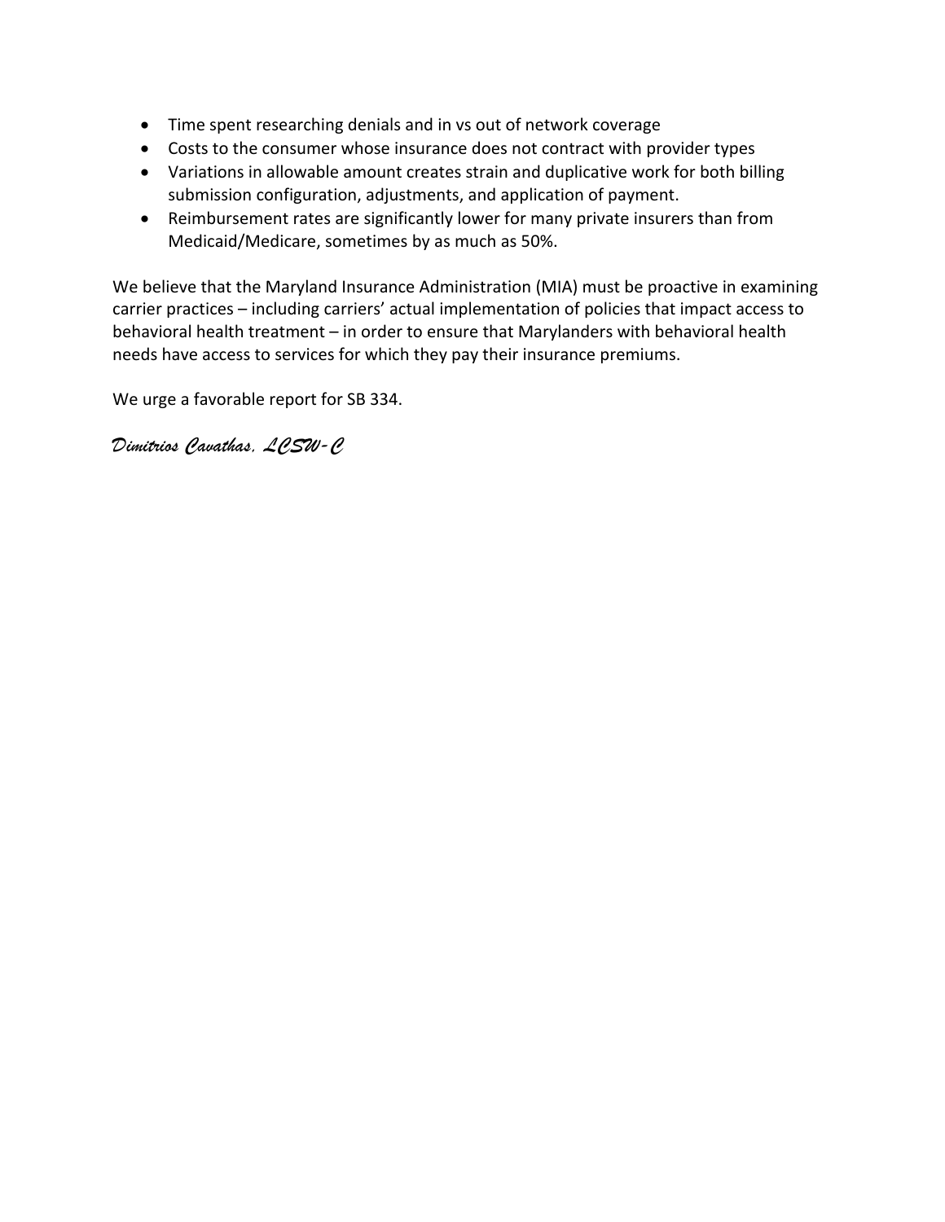- Time spent researching denials and in vs out of network coverage
- Costs to the consumer whose insurance does not contract with provider types
- Variations in allowable amount creates strain and duplicative work for both billing submission configuration, adjustments, and application of payment.
- Reimbursement rates are significantly lower for many private insurers than from Medicaid/Medicare, sometimes by as much as 50%.

We believe that the Maryland Insurance Administration (MIA) must be proactive in examining carrier practices – including carriers' actual implementation of policies that impact access to behavioral health treatment – in order to ensure that Marylanders with behavioral health needs have access to services for which they pay their insurance premiums.

We urge a favorable report for SB 334.

*Dimitrios Cavathas, LCSW-C*